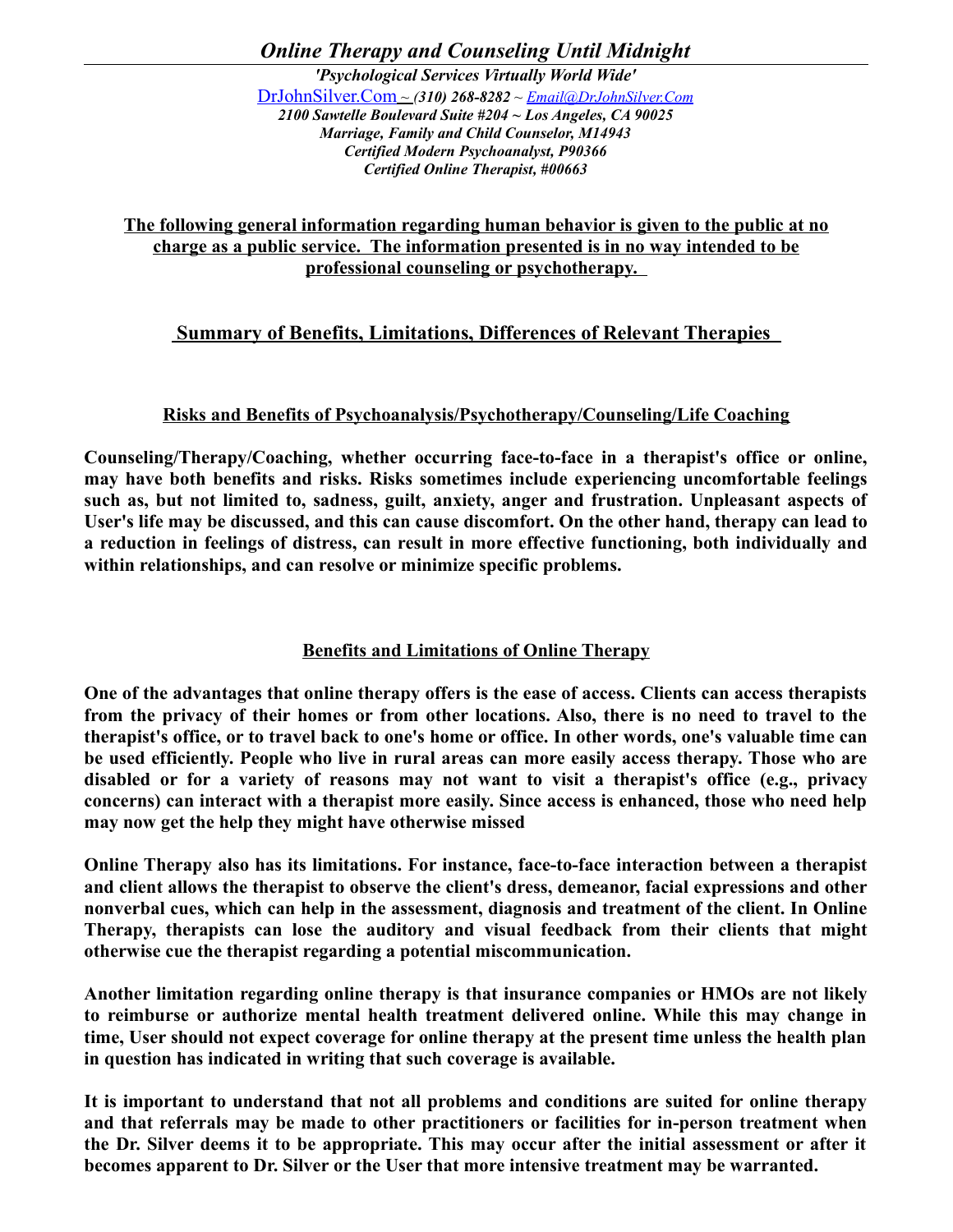# *Online Therapy and Counseling Until Midnight*

***'Psychological Services Virtually World Wide'***
DrJohnSilver.Com ~ ***(310) 268-8282*** ~ *Email@DrJohnSilver.Com*
***2100 Sawtelle Boulevard Suite #204 ~ Los Angeles, CA 90025***
***Marriage, Family and Child Counselor, M14943***
***Certified Modern Psychoanalyst, P90366***
***Certified Online Therapist, #00663***

**The following general information regarding human behavior is given to the public at no charge as a public service. The information presented is in no way intended to be professional counseling or psychotherapy.**

## Summary of Benefits, Limitations, Differences of Relevant Therapies

### Risks and Benefits of Psychoanalysis/Psychotherapy/Counseling/Life Coaching

**Counseling/Therapy/Coaching, whether occurring face-to-face in a therapist's office or online, may have both benefits and risks. Risks sometimes include experiencing uncomfortable feelings such as, but not limited to, sadness, guilt, anxiety, anger and frustration. Unpleasant aspects of User's life may be discussed, and this can cause discomfort. On the other hand, therapy can lead to a reduction in feelings of distress, can result in more effective functioning, both individually and within relationships, and can resolve or minimize specific problems.**

### Benefits and Limitations of Online Therapy

**One of the advantages that online therapy offers is the ease of access. Clients can access therapists from the privacy of their homes or from other locations. Also, there is no need to travel to the therapist's office, or to travel back to one's home or office. In other words, one's valuable time can be used efficiently. People who live in rural areas can more easily access therapy. Those who are disabled or for a variety of reasons may not want to visit a therapist's office (e.g., privacy concerns) can interact with a therapist more easily. Since access is enhanced, those who need help may now get the help they might have otherwise missed**

**Online Therapy also has its limitations. For instance, face-to-face interaction between a therapist and client allows the therapist to observe the client's dress, demeanor, facial expressions and other nonverbal cues, which can help in the assessment, diagnosis and treatment of the client. In Online Therapy, therapists can lose the auditory and visual feedback from their clients that might otherwise cue the therapist regarding a potential miscommunication.**

**Another limitation regarding online therapy is that insurance companies or HMOs are not likely to reimburse or authorize mental health treatment delivered online. While this may change in time, User should not expect coverage for online therapy at the present time unless the health plan in question has indicated in writing that such coverage is available.**

**It is important to understand that not all problems and conditions are suited for online therapy and that referrals may be made to other practitioners or facilities for in-person treatment when the Dr. Silver deems it to be appropriate. This may occur after the initial assessment or after it becomes apparent to Dr. Silver or the User that more intensive treatment may be warranted.**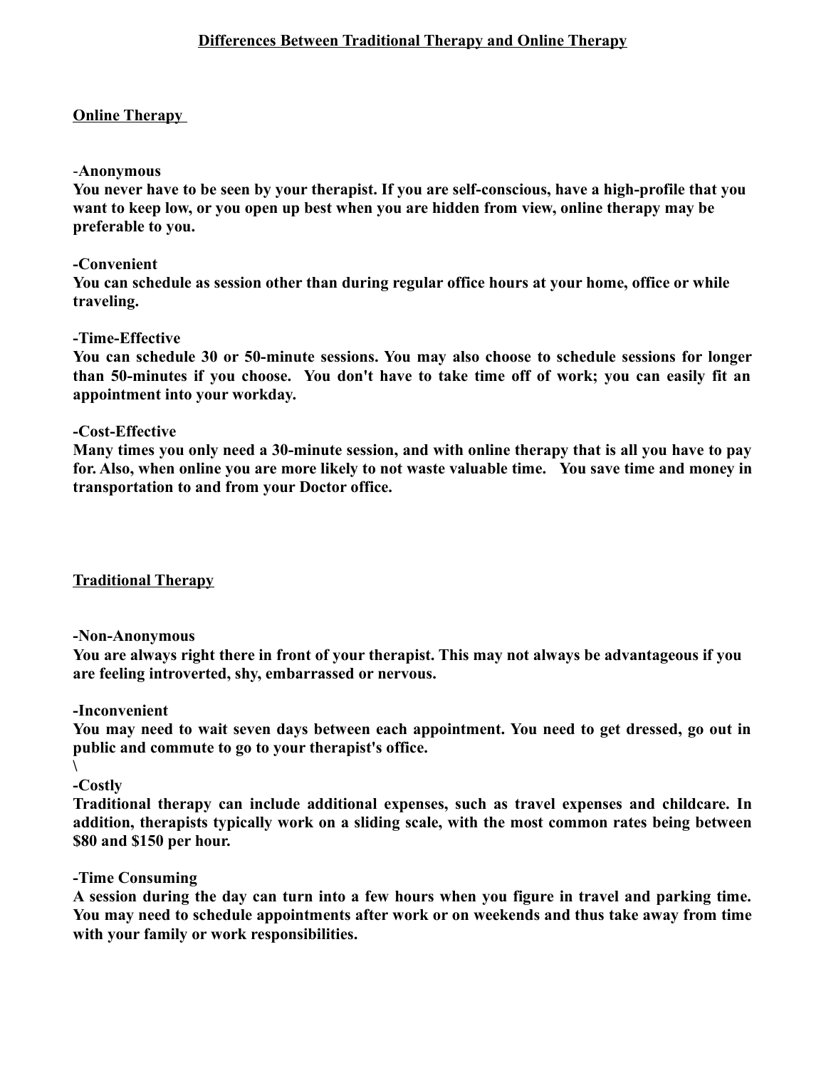## Differences Between Traditional Therapy and Online Therapy

### Online Therapy

**-Anonymous**
**You never have to be seen by your therapist. If you are self-conscious, have a high-profile that you want to keep low, or you open up best when you are hidden from view, online therapy may be preferable to you.**

**-Convenient**
**You can schedule as session other than during regular office hours at your home, office or while traveling.**

**-Time-Effective**
**You can schedule 30 or 50-minute sessions. You may also choose to schedule sessions for longer than 50-minutes if you choose. You don't have to take time off of work; you can easily fit an appointment into your workday.**

**-Cost-Effective**
**Many times you only need a 30-minute session, and with online therapy that is all you have to pay for. Also, when online you are more likely to not waste valuable time. You save time and money in transportation to and from your Doctor office.**

### Traditional Therapy

**-Non-Anonymous**
**You are always right there in front of your therapist. This may not always be advantageous if you are feeling introverted, shy, embarrassed or nervous.**

**-Inconvenient**
**You may need to wait seven days between each appointment. You need to get dressed, go out in public and commute to go to your therapist's office.**
\

**-Costly**
**Traditional therapy can include additional expenses, such as travel expenses and childcare. In addition, therapists typically work on a sliding scale, with the most common rates being between $80 and $150 per hour.**

**-Time Consuming**
**A session during the day can turn into a few hours when you figure in travel and parking time. You may need to schedule appointments after work or on weekends and thus take away from time with your family or work responsibilities.**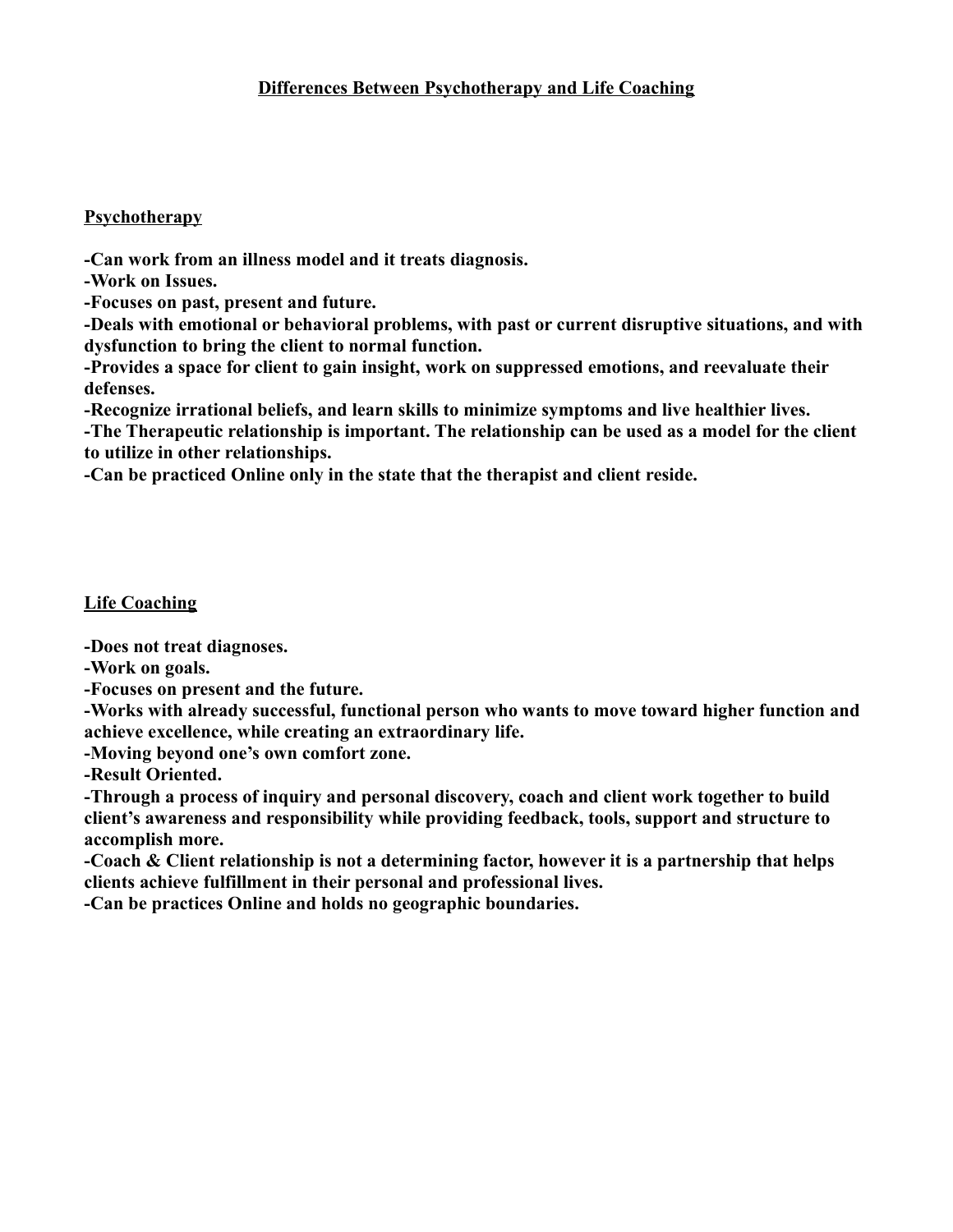# Differences Between Psychotherapy and Life Coaching

## Psychotherapy

**-Can work from an illness model and it treats diagnosis.**
**-Work on Issues.**
**-Focuses on past, present and future.**
**-Deals with emotional or behavioral problems, with past or current disruptive situations, and with dysfunction to bring the client to normal function.**
**-Provides a space for client to gain insight, work on suppressed emotions, and reevaluate their defenses.**
**-Recognize irrational beliefs, and learn skills to minimize symptoms and live healthier lives.**
**-The Therapeutic relationship is important. The relationship can be used as a model for the client to utilize in other relationships.**
**-Can be practiced Online only in the state that the therapist and client reside.**

## Life Coaching

**-Does not treat diagnoses.**
**-Work on goals.**
**-Focuses on present and the future.**
**-Works with already successful, functional person who wants to move toward higher function and achieve excellence, while creating an extraordinary life.**
**-Moving beyond one's own comfort zone.**
**-Result Oriented.**
**-Through a process of inquiry and personal discovery, coach and client work together to build client's awareness and responsibility while providing feedback, tools, support and structure to accomplish more.**
**-Coach & Client relationship is not a determining factor, however it is a partnership that helps clients achieve fulfillment in their personal and professional lives.**
**-Can be practices Online and holds no geographic boundaries.**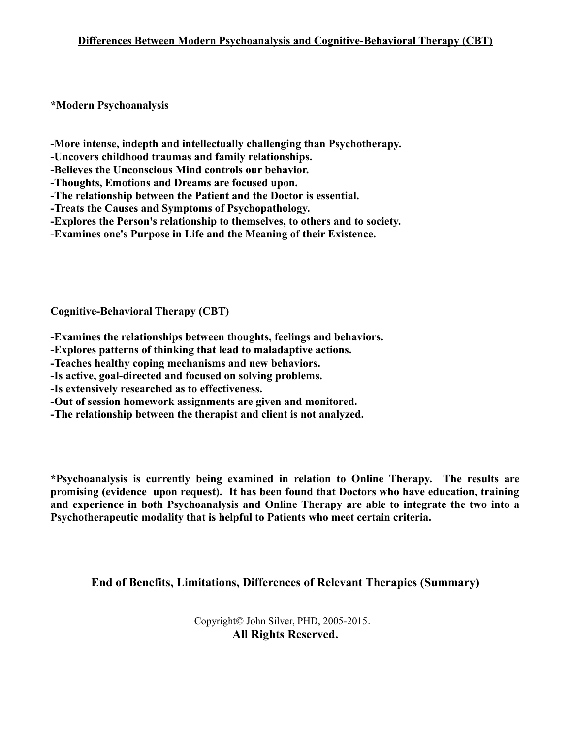# Differences Between Modern Psychoanalysis and Cognitive-Behavioral Therapy (CBT)

## *Modern Psychoanalysis

**-More intense, indepth and intellectually challenging than Psychotherapy.**
**-Uncovers childhood traumas and family relationships.**
**-Believes the Unconscious Mind controls our behavior.**
**-Thoughts, Emotions and Dreams are focused upon.**
**-The relationship between the Patient and the Doctor is essential.**
**-Treats the Causes and Symptoms of Psychopathology.**
**-Explores the Person's relationship to themselves, to others and to society.**
**-Examines one's Purpose in Life and the Meaning of their Existence.**

## Cognitive-Behavioral Therapy (CBT)

**-Examines the relationships between thoughts, feelings and behaviors.**
**-Explores patterns of thinking that lead to maladaptive actions.**
**-Teaches healthy coping mechanisms and new behaviors.**
**-Is active, goal-directed and focused on solving problems.**
**-Is extensively researched as to effectiveness.**
**-Out of session homework assignments are given and monitored.**
**-The relationship between the therapist and client is not analyzed.**

**\*Psychoanalysis is currently being examined in relation to Online Therapy. The results are promising (evidence upon request). It has been found that Doctors who have education, training and experience in both Psychoanalysis and Online Therapy are able to integrate the two into a Psychotherapeutic modality that is helpful to Patients who meet certain criteria.**

**End of Benefits, Limitations, Differences of Relevant Therapies (Summary)**

Copyright© John Silver, PHD, 2005-2015.
**All Rights Reserved.**